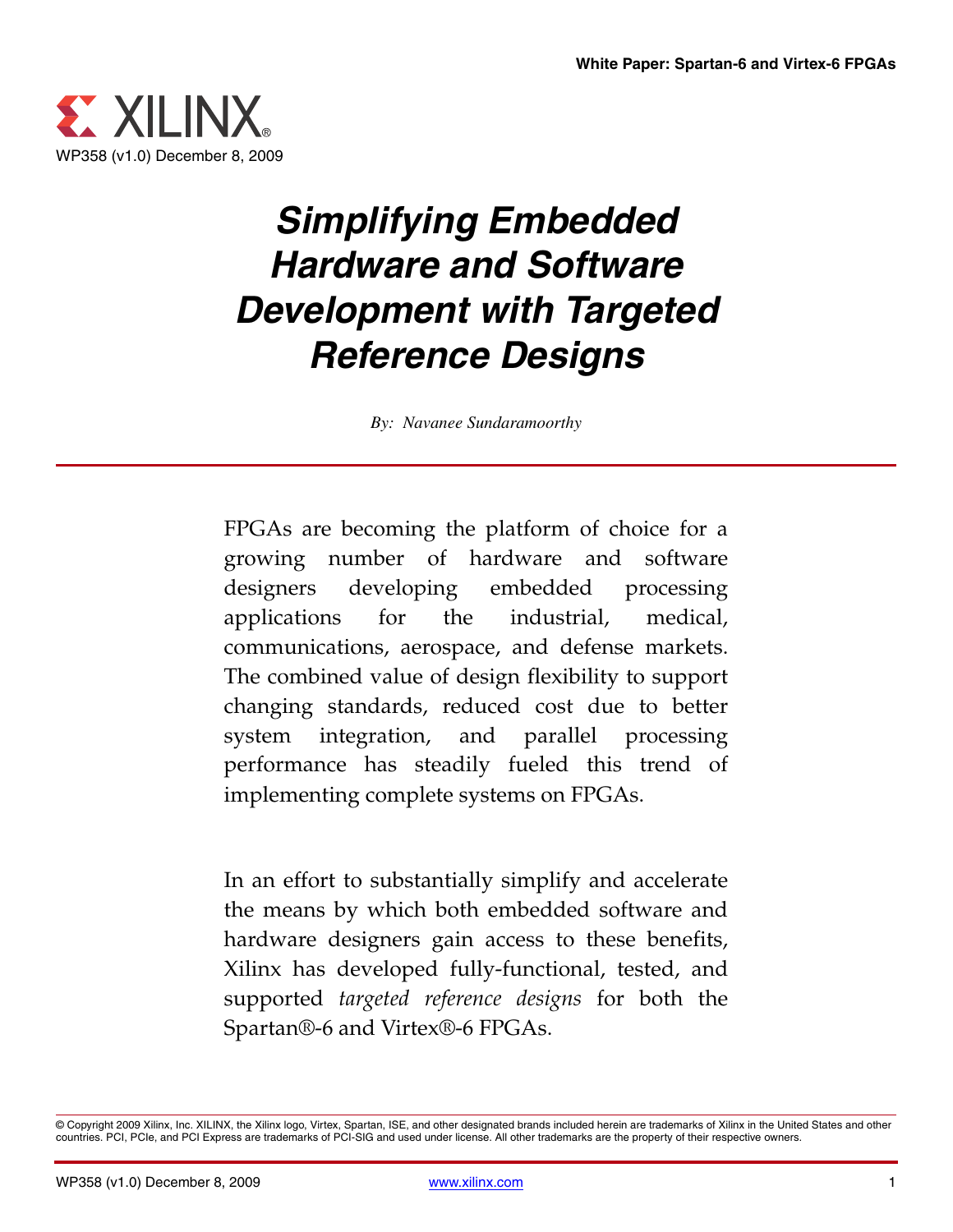White Paper: Spartan-6 and Virtex-6 FPGAs

WP358 (v1.0) December 8, 2009

# Simplifying Embedded Hardware and Software Development with Targeted Reference Designs

*By: Navanee Sundaramoorthy*

FPGAs are becoming the platform of choice for a growing number of hardware and software designers developing embedded processing applications for the industrial, medical, communications, aerospace, and defense markets. The combined value of design flexibility to support changing standards, reduced cost due to better system integration, and parallel processing performance has steadily fueled this trend of implementing complete systems on FPGAs.

In an effort to substantially simplify and accelerate the means by which both embedded software and hardware designers gain access to these benefits, Xilinx has developed fully-functional, tested, and supported *targeted reference designs* for both the Spartan®-6 and Virtex®-6 FPGAs.

© Copyright 2009 Xilinx, Inc. XILINX, the Xilinx logo, Virtex, Spartan, ISE, and other designated brands included herein are trademarks of Xilinx in the United States and other countries. PCI, PCIe, and PCI Express are trademarks of PCI-SIG and used under license. All other trademarks are the property of their respective owners.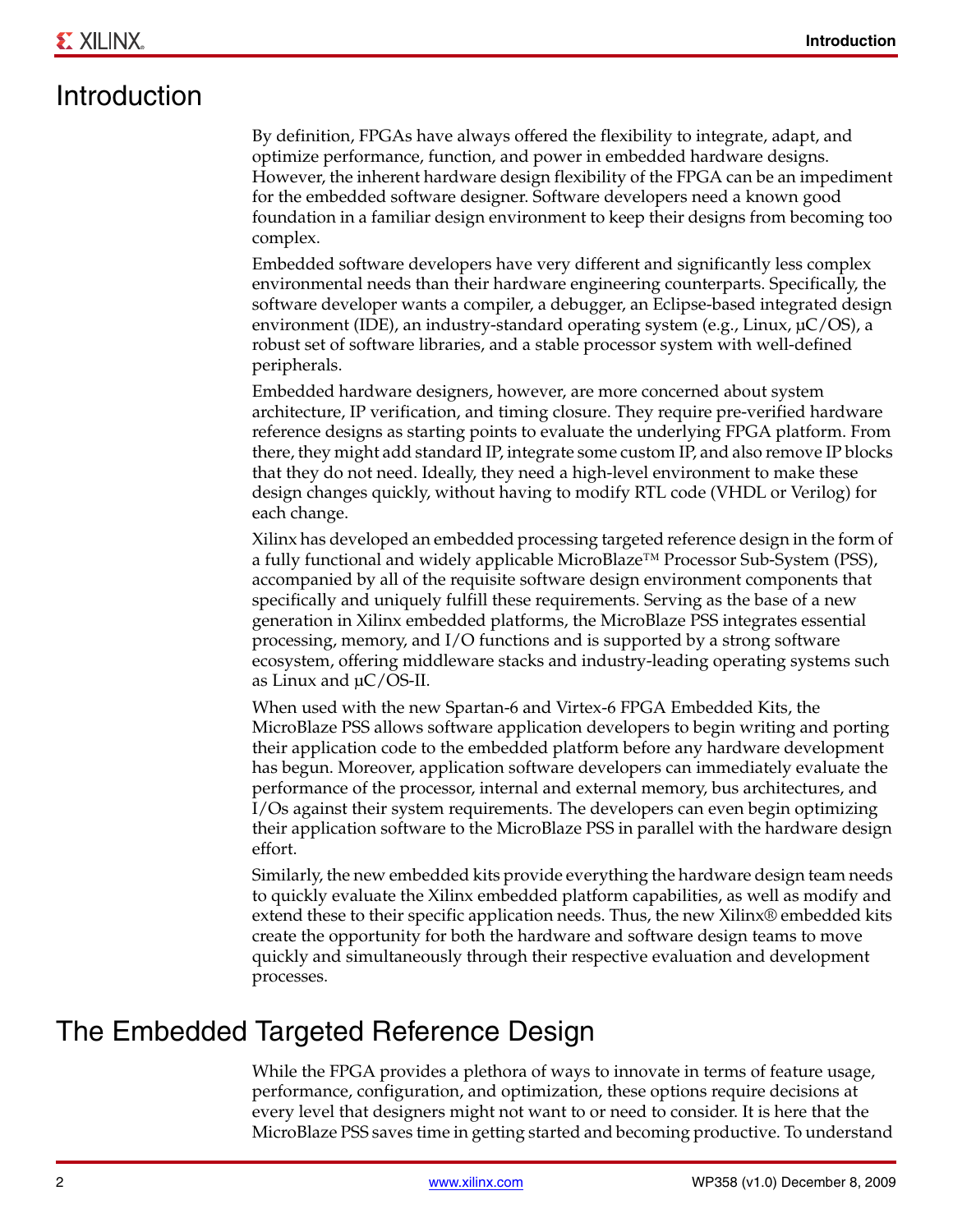# Introduction

By definition, FPGAs have always offered the flexibility to integrate, adapt, and optimize performance, function, and power in embedded hardware designs. However, the inherent hardware design flexibility of the FPGA can be an impediment for the embedded software designer. Software developers need a known good foundation in a familiar design environment to keep their designs from becoming too complex.

Embedded software developers have very different and significantly less complex environmental needs than their hardware engineering counterparts. Specifically, the software developer wants a compiler, a debugger, an Eclipse-based integrated design environment (IDE), an industry-standard operating system (e.g., Linux, µC/OS), a robust set of software libraries, and a stable processor system with well-defined peripherals.

Embedded hardware designers, however, are more concerned about system architecture, IP verification, and timing closure. They require pre-verified hardware reference designs as starting points to evaluate the underlying FPGA platform. From there, they might add standard IP, integrate some custom IP, and also remove IP blocks that they do not need. Ideally, they need a high-level environment to make these design changes quickly, without having to modify RTL code (VHDL or Verilog) for each change.

Xilinx has developed an embedded processing targeted reference design in the form of a fully functional and widely applicable MicroBlaze™ Processor Sub-System (PSS), accompanied by all of the requisite software design environment components that specifically and uniquely fulfill these requirements. Serving as the base of a new generation in Xilinx embedded platforms, the MicroBlaze PSS integrates essential processing, memory, and I/O functions and is supported by a strong software ecosystem, offering middleware stacks and industry-leading operating systems such as Linux and µC/OS-II.

When used with the new Spartan-6 and Virtex-6 FPGA Embedded Kits, the MicroBlaze PSS allows software application developers to begin writing and porting their application code to the embedded platform before any hardware development has begun. Moreover, application software developers can immediately evaluate the performance of the processor, internal and external memory, bus architectures, and I/Os against their system requirements. The developers can even begin optimizing their application software to the MicroBlaze PSS in parallel with the hardware design effort.

Similarly, the new embedded kits provide everything the hardware design team needs to quickly evaluate the Xilinx embedded platform capabilities, as well as modify and extend these to their specific application needs. Thus, the new Xilinx® embedded kits create the opportunity for both the hardware and software design teams to move quickly and simultaneously through their respective evaluation and development processes.

# The Embedded Targeted Reference Design

While the FPGA provides a plethora of ways to innovate in terms of feature usage, performance, configuration, and optimization, these options require decisions at every level that designers might not want to or need to consider. It is here that the MicroBlaze PSS saves time in getting started and becoming productive. To understand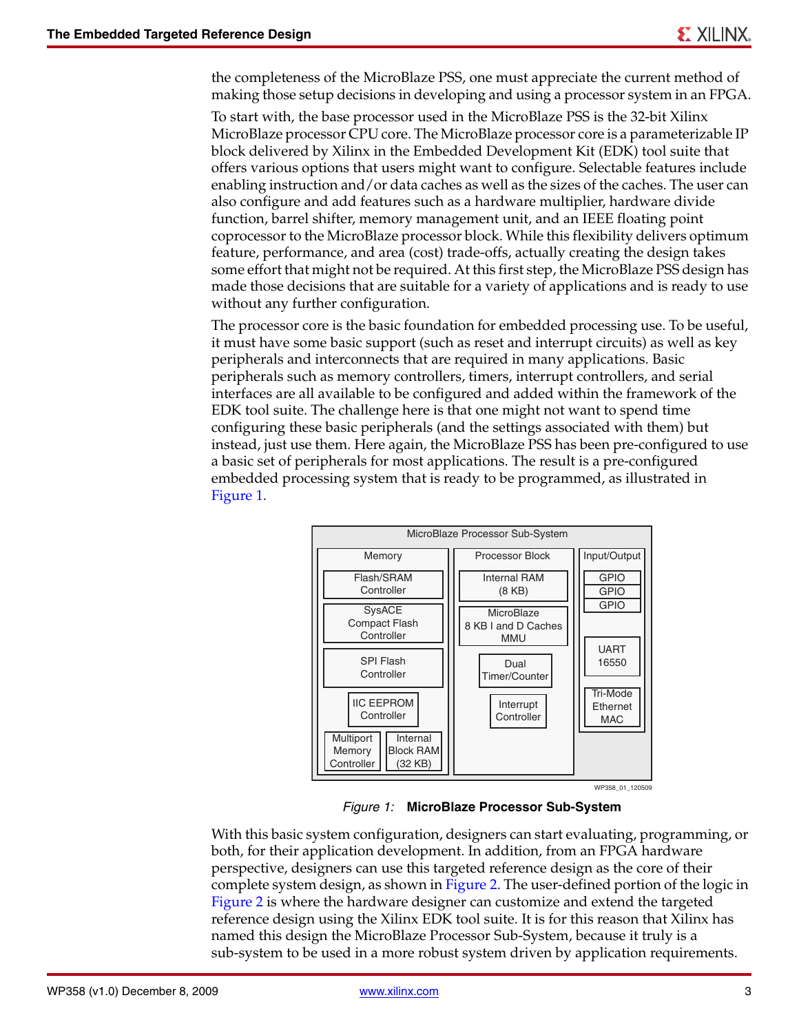the completeness of the MicroBlaze PSS, one must appreciate the current method of making those setup decisions in developing and using a processor system in an FPGA.

To start with, the base processor used in the MicroBlaze PSS is the 32-bit Xilinx MicroBlaze processor CPU core. The MicroBlaze processor core is a parameterizable IP block delivered by Xilinx in the Embedded Development Kit (EDK) tool suite that offers various options that users might want to configure. Selectable features include enabling instruction and/or data caches as well as the sizes of the caches. The user can also configure and add features such as a hardware multiplier, hardware divide function, barrel shifter, memory management unit, and an IEEE floating point coprocessor to the MicroBlaze processor block. While this flexibility delivers optimum feature, performance, and area (cost) trade-offs, actually creating the design takes some effort that might not be required. At this first step, the MicroBlaze PSS design has made those decisions that are suitable for a variety of applications and is ready to use without any further configuration.

The processor core is the basic foundation for embedded processing use. To be useful, it must have some basic support (such as reset and interrupt circuits) as well as key peripherals and interconnects that are required in many applications. Basic peripherals such as memory controllers, timers, interrupt controllers, and serial interfaces are all available to be configured and added within the framework of the EDK tool suite. The challenge here is that one might not want to spend time configuring these basic peripherals (and the settings associated with them) but instead, just use them. Here again, the MicroBlaze PSS has been pre-configured to use a basic set of peripherals for most applications. The result is a pre-configured embedded processing system that is ready to be programmed, as illustrated in Figure 1.

MicroBlaze Processor Sub-System

| Memory | Processor Block | Input/Output |
| --- | --- | --- |
| Flash/SRAM Controller | Internal RAM (8 KB) | GPIO |
| SysACE Compact Flash Controller | MicroBlaze 8 KB I and D Caches MMU | GPIO |
| SPI Flash Controller | Dual Timer/Counter | GPIO |
| IIC EEPROM Controller | Interrupt Controller | UART 16550 |
| Multiport Memory Controller | | Tri-Mode Ethernet MAC |
| Internal Block RAM (32 KB) | | |

WP358_01_120509

*Figure 1:* **MicroBlaze Processor Sub-System**

With this basic system configuration, designers can start evaluating, programming, or both, for their application development. In addition, from an FPGA hardware perspective, designers can use this targeted reference design as the core of their complete system design, as shown in Figure 2. The user-defined portion of the logic in Figure 2 is where the hardware designer can customize and extend the targeted reference design using the Xilinx EDK tool suite. It is for this reason that Xilinx has named this design the MicroBlaze Processor Sub-System, because it truly is a sub-system to be used in a more robust system driven by application requirements.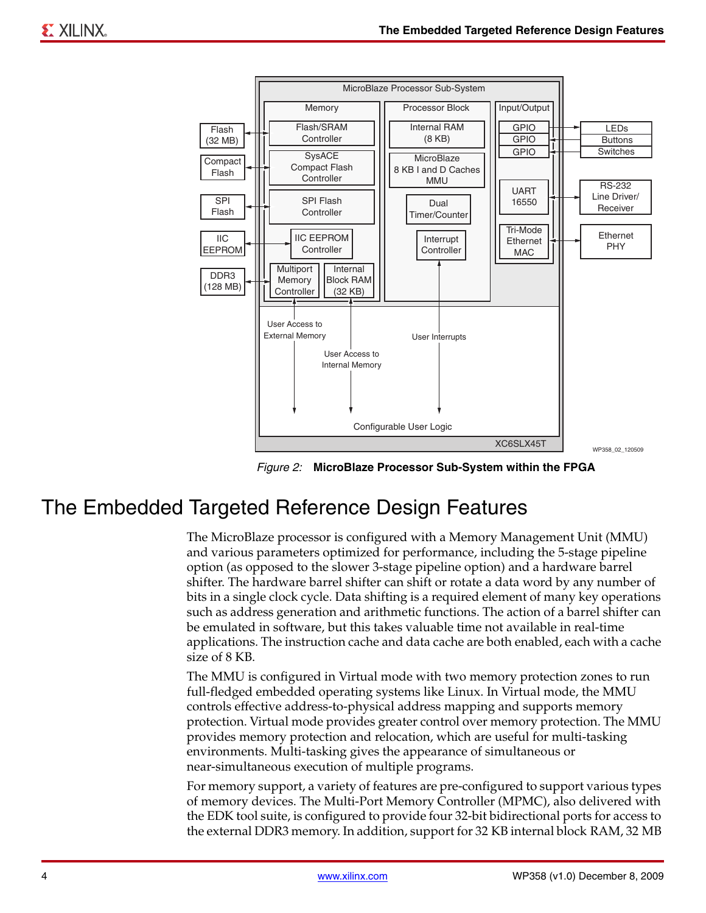Figure 2: **MicroBlaze Processor Sub-System within the FPGA**

# The Embedded Targeted Reference Design Features

The MicroBlaze processor is configured with a Memory Management Unit (MMU) and various parameters optimized for performance, including the 5-stage pipeline option (as opposed to the slower 3-stage pipeline option) and a hardware barrel shifter. The hardware barrel shifter can shift or rotate a data word by any number of bits in a single clock cycle. Data shifting is a required element of many key operations such as address generation and arithmetic functions. The action of a barrel shifter can be emulated in software, but this takes valuable time not available in real-time applications. The instruction cache and data cache are both enabled, each with a cache size of 8 KB.

The MMU is configured in Virtual mode with two memory protection zones to run full-fledged embedded operating systems like Linux. In Virtual mode, the MMU controls effective address-to-physical address mapping and supports memory protection. Virtual mode provides greater control over memory protection. The MMU provides memory protection and relocation, which are useful for multi-tasking environments. Multi-tasking gives the appearance of simultaneous or near-simultaneous execution of multiple programs.

For memory support, a variety of features are pre-configured to support various types of memory devices. The Multi-Port Memory Controller (MPMC), also delivered with the EDK tool suite, is configured to provide four 32-bit bidirectional ports for access to the external DDR3 memory. In addition, support for 32 KB internal block RAM, 32 MB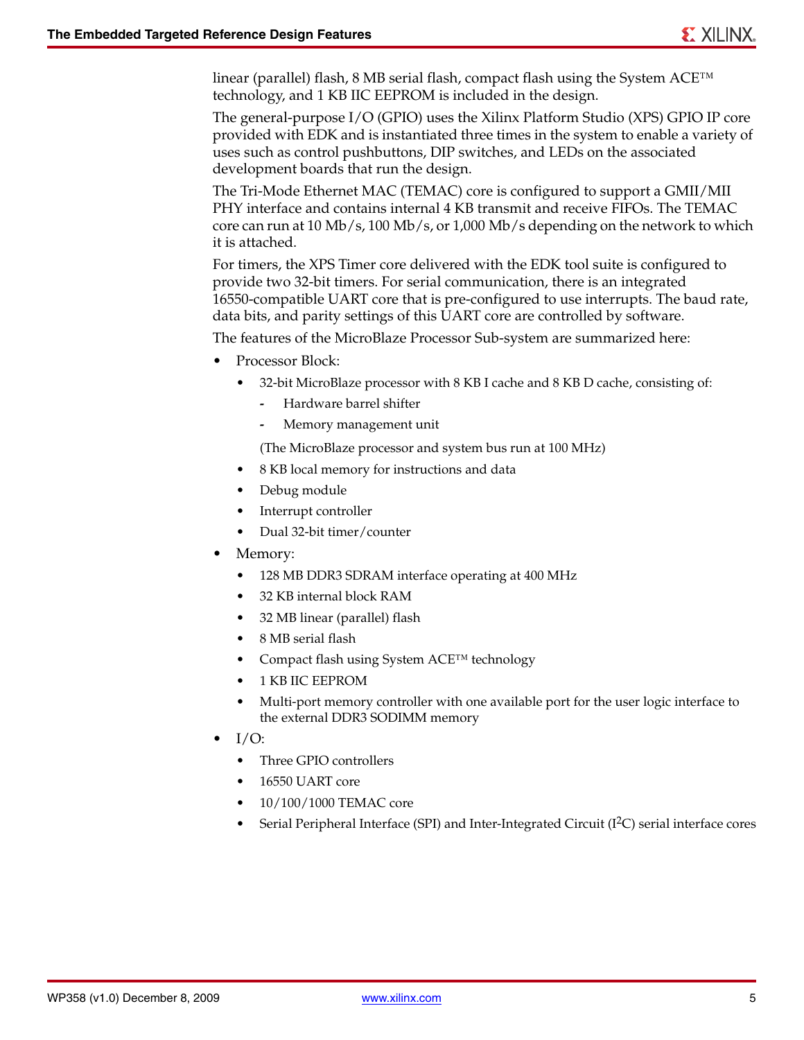linear (parallel) flash, 8 MB serial flash, compact flash using the System ACE™ technology, and 1 KB IIC EEPROM is included in the design.

The general-purpose I/O (GPIO) uses the Xilinx Platform Studio (XPS) GPIO IP core provided with EDK and is instantiated three times in the system to enable a variety of uses such as control pushbuttons, DIP switches, and LEDs on the associated development boards that run the design.

The Tri-Mode Ethernet MAC (TEMAC) core is configured to support a GMII/MII PHY interface and contains internal 4 KB transmit and receive FIFOs. The TEMAC core can run at 10 Mb/s, 100 Mb/s, or 1,000 Mb/s depending on the network to which it is attached.

For timers, the XPS Timer core delivered with the EDK tool suite is configured to provide two 32-bit timers. For serial communication, there is an integrated 16550-compatible UART core that is pre-configured to use interrupts. The baud rate, data bits, and parity settings of this UART core are controlled by software.

The features of the MicroBlaze Processor Sub-system are summarized here:

- Processor Block:
  - 32-bit MicroBlaze processor with 8 KB I cache and 8 KB D cache, consisting of:
    - Hardware barrel shifter
    - Memory management unit

    (The MicroBlaze processor and system bus run at 100 MHz)
  - 8 KB local memory for instructions and data
  - Debug module
  - Interrupt controller
  - Dual 32-bit timer/counter
- Memory:
  - 128 MB DDR3 SDRAM interface operating at 400 MHz
  - 32 KB internal block RAM
  - 32 MB linear (parallel) flash
  - 8 MB serial flash
  - Compact flash using System ACE™ technology
  - 1 KB IIC EEPROM
  - Multi-port memory controller with one available port for the user logic interface to the external DDR3 SODIMM memory
- I/O:
  - Three GPIO controllers
  - 16550 UART core
  - 10/100/1000 TEMAC core
  - Serial Peripheral Interface (SPI) and Inter-Integrated Circuit ($I^2C$) serial interface cores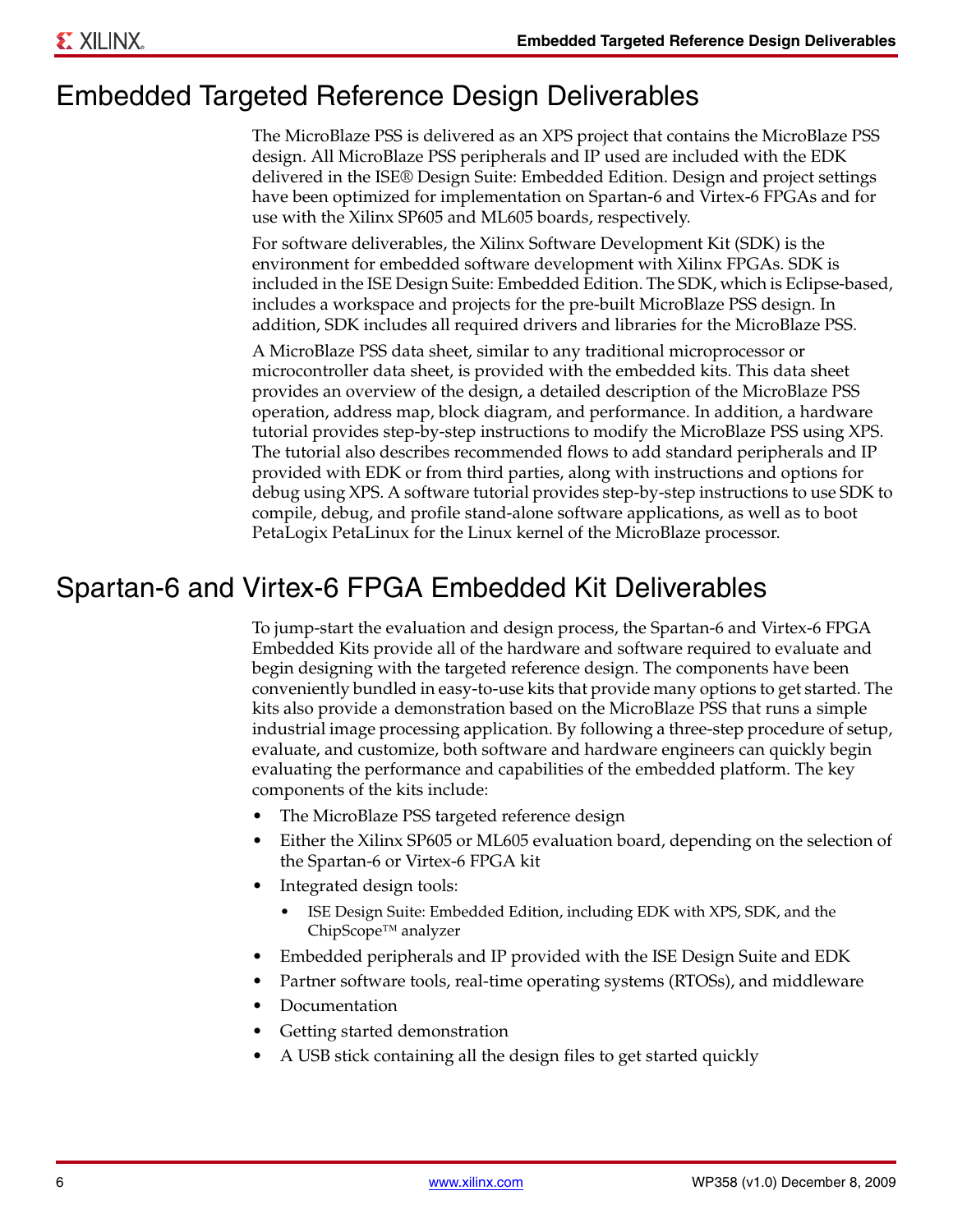# Embedded Targeted Reference Design Deliverables

The MicroBlaze PSS is delivered as an XPS project that contains the MicroBlaze PSS design. All MicroBlaze PSS peripherals and IP used are included with the EDK delivered in the ISE® Design Suite: Embedded Edition. Design and project settings have been optimized for implementation on Spartan-6 and Virtex-6 FPGAs and for use with the Xilinx SP605 and ML605 boards, respectively.

For software deliverables, the Xilinx Software Development Kit (SDK) is the environment for embedded software development with Xilinx FPGAs. SDK is included in the ISE Design Suite: Embedded Edition. The SDK, which is Eclipse-based, includes a workspace and projects for the pre-built MicroBlaze PSS design. In addition, SDK includes all required drivers and libraries for the MicroBlaze PSS.

A MicroBlaze PSS data sheet, similar to any traditional microprocessor or microcontroller data sheet, is provided with the embedded kits. This data sheet provides an overview of the design, a detailed description of the MicroBlaze PSS operation, address map, block diagram, and performance. In addition, a hardware tutorial provides step-by-step instructions to modify the MicroBlaze PSS using XPS. The tutorial also describes recommended flows to add standard peripherals and IP provided with EDK or from third parties, along with instructions and options for debug using XPS. A software tutorial provides step-by-step instructions to use SDK to compile, debug, and profile stand-alone software applications, as well as to boot PetaLogix PetaLinux for the Linux kernel of the MicroBlaze processor.

# Spartan-6 and Virtex-6 FPGA Embedded Kit Deliverables

To jump-start the evaluation and design process, the Spartan-6 and Virtex-6 FPGA Embedded Kits provide all of the hardware and software required to evaluate and begin designing with the targeted reference design. The components have been conveniently bundled in easy-to-use kits that provide many options to get started. The kits also provide a demonstration based on the MicroBlaze PSS that runs a simple industrial image processing application. By following a three-step procedure of setup, evaluate, and customize, both software and hardware engineers can quickly begin evaluating the performance and capabilities of the embedded platform. The key components of the kits include:

- The MicroBlaze PSS targeted reference design
- Either the Xilinx SP605 or ML605 evaluation board, depending on the selection of the Spartan-6 or Virtex-6 FPGA kit
- Integrated design tools:
  - ISE Design Suite: Embedded Edition, including EDK with XPS, SDK, and the ChipScope™ analyzer
- Embedded peripherals and IP provided with the ISE Design Suite and EDK
- Partner software tools, real-time operating systems (RTOSs), and middleware
- Documentation
- Getting started demonstration
- A USB stick containing all the design files to get started quickly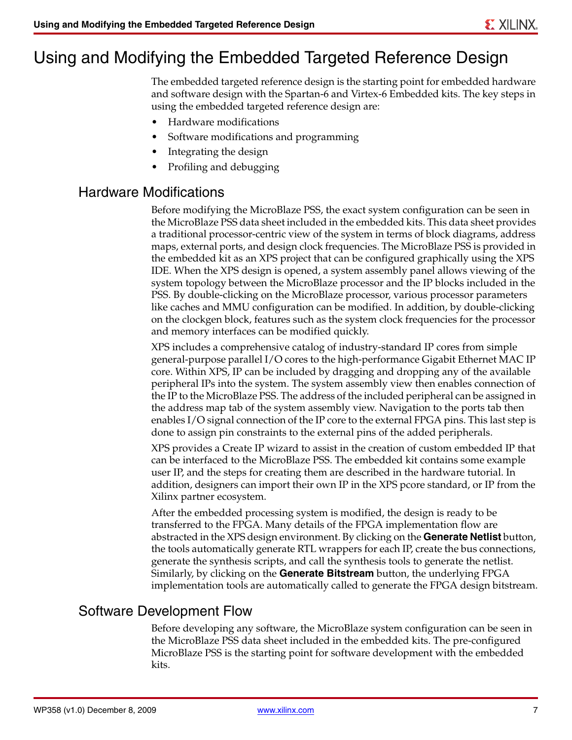# Using and Modifying the Embedded Targeted Reference Design

The embedded targeted reference design is the starting point for embedded hardware and software design with the Spartan-6 and Virtex-6 Embedded kits. The key steps in using the embedded targeted reference design are:

- Hardware modifications
- Software modifications and programming
- Integrating the design
- Profiling and debugging

## Hardware Modifications

Before modifying the MicroBlaze PSS, the exact system configuration can be seen in the MicroBlaze PSS data sheet included in the embedded kits. This data sheet provides a traditional processor-centric view of the system in terms of block diagrams, address maps, external ports, and design clock frequencies. The MicroBlaze PSS is provided in the embedded kit as an XPS project that can be configured graphically using the XPS IDE. When the XPS design is opened, a system assembly panel allows viewing of the system topology between the MicroBlaze processor and the IP blocks included in the PSS. By double-clicking on the MicroBlaze processor, various processor parameters like caches and MMU configuration can be modified. In addition, by double-clicking on the clockgen block, features such as the system clock frequencies for the processor and memory interfaces can be modified quickly.

XPS includes a comprehensive catalog of industry-standard IP cores from simple general-purpose parallel I/O cores to the high-performance Gigabit Ethernet MAC IP core. Within XPS, IP can be included by dragging and dropping any of the available peripheral IPs into the system. The system assembly view then enables connection of the IP to the MicroBlaze PSS. The address of the included peripheral can be assigned in the address map tab of the system assembly view. Navigation to the ports tab then enables I/O signal connection of the IP core to the external FPGA pins. This last step is done to assign pin constraints to the external pins of the added peripherals.

XPS provides a Create IP wizard to assist in the creation of custom embedded IP that can be interfaced to the MicroBlaze PSS. The embedded kit contains some example user IP, and the steps for creating them are described in the hardware tutorial. In addition, designers can import their own IP in the XPS pcore standard, or IP from the Xilinx partner ecosystem.

After the embedded processing system is modified, the design is ready to be transferred to the FPGA. Many details of the FPGA implementation flow are abstracted in the XPS design environment. By clicking on the **Generate Netlist** button, the tools automatically generate RTL wrappers for each IP, create the bus connections, generate the synthesis scripts, and call the synthesis tools to generate the netlist. Similarly, by clicking on the **Generate Bitstream** button, the underlying FPGA implementation tools are automatically called to generate the FPGA design bitstream.

## Software Development Flow

Before developing any software, the MicroBlaze system configuration can be seen in the MicroBlaze PSS data sheet included in the embedded kits. The pre-configured MicroBlaze PSS is the starting point for software development with the embedded kits.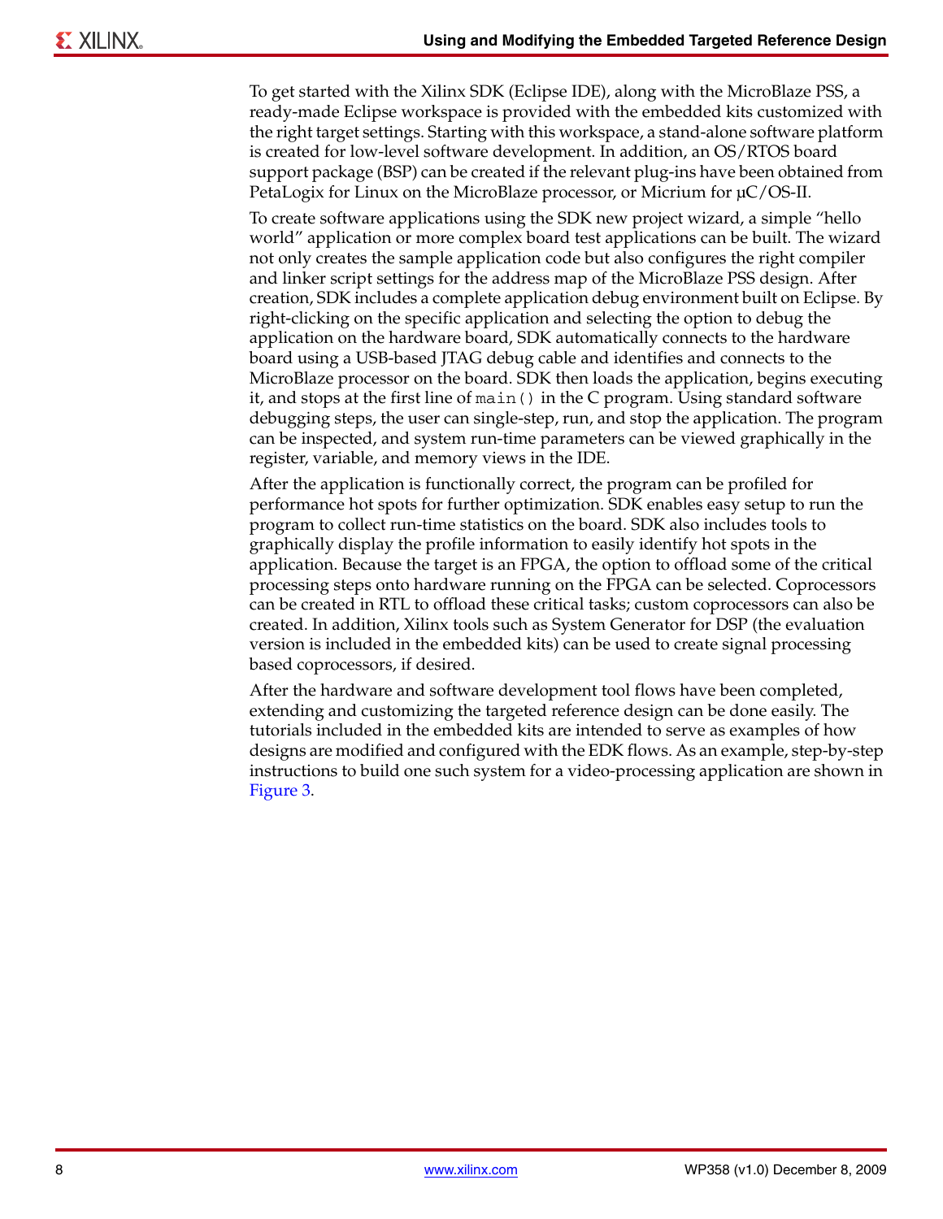To get started with the Xilinx SDK (Eclipse IDE), along with the MicroBlaze PSS, a ready-made Eclipse workspace is provided with the embedded kits customized with the right target settings. Starting with this workspace, a stand-alone software platform is created for low-level software development. In addition, an OS/RTOS board support package (BSP) can be created if the relevant plug-ins have been obtained from PetaLogix for Linux on the MicroBlaze processor, or Micrium for µC/OS-II.

To create software applications using the SDK new project wizard, a simple "hello world" application or more complex board test applications can be built. The wizard not only creates the sample application code but also configures the right compiler and linker script settings for the address map of the MicroBlaze PSS design. After creation, SDK includes a complete application debug environment built on Eclipse. By right-clicking on the specific application and selecting the option to debug the application on the hardware board, SDK automatically connects to the hardware board using a USB-based JTAG debug cable and identifies and connects to the MicroBlaze processor on the board. SDK then loads the application, begins executing it, and stops at the first line of `main()` in the C program. Using standard software debugging steps, the user can single-step, run, and stop the application. The program can be inspected, and system run-time parameters can be viewed graphically in the register, variable, and memory views in the IDE.

After the application is functionally correct, the program can be profiled for performance hot spots for further optimization. SDK enables easy setup to run the program to collect run-time statistics on the board. SDK also includes tools to graphically display the profile information to easily identify hot spots in the application. Because the target is an FPGA, the option to offload some of the critical processing steps onto hardware running on the FPGA can be selected. Coprocessors can be created in RTL to offload these critical tasks; custom coprocessors can also be created. In addition, Xilinx tools such as System Generator for DSP (the evaluation version is included in the embedded kits) can be used to create signal processing based coprocessors, if desired.

After the hardware and software development tool flows have been completed, extending and customizing the targeted reference design can be done easily. The tutorials included in the embedded kits are intended to serve as examples of how designs are modified and configured with the EDK flows. As an example, step-by-step instructions to build one such system for a video-processing application are shown in Figure 3.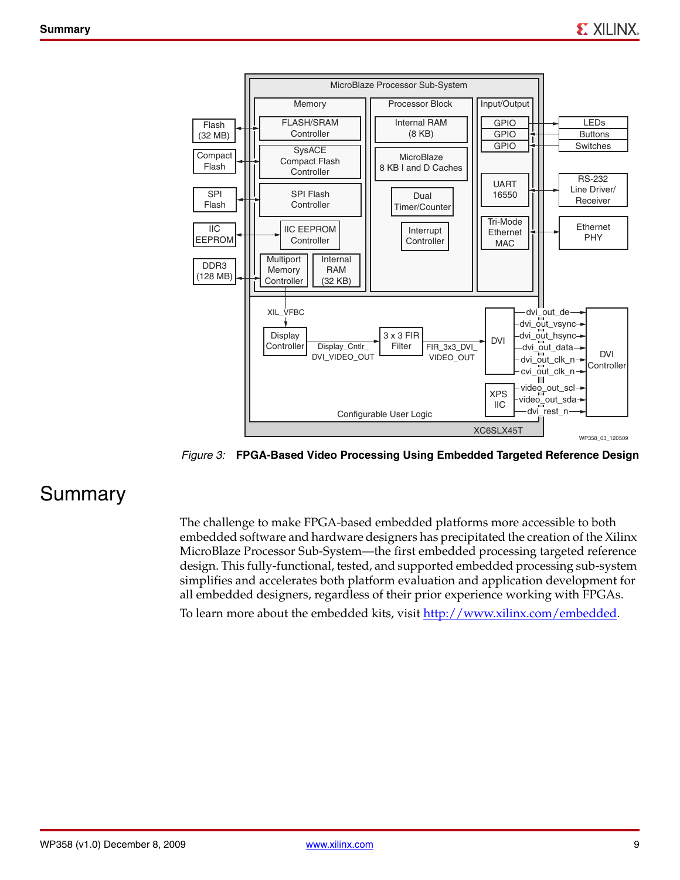Figure 3: **FPGA-Based Video Processing Using Embedded Targeted Reference Design**

# Summary

The challenge to make FPGA-based embedded platforms more accessible to both embedded software and hardware designers has precipitated the creation of the Xilinx MicroBlaze Processor Sub-System—the first embedded processing targeted reference design. This fully-functional, tested, and supported embedded processing sub-system simplifies and accelerates both platform evaluation and application development for all embedded designers, regardless of their prior experience working with FPGAs.

To learn more about the embedded kits, visit http://www.xilinx.com/embedded.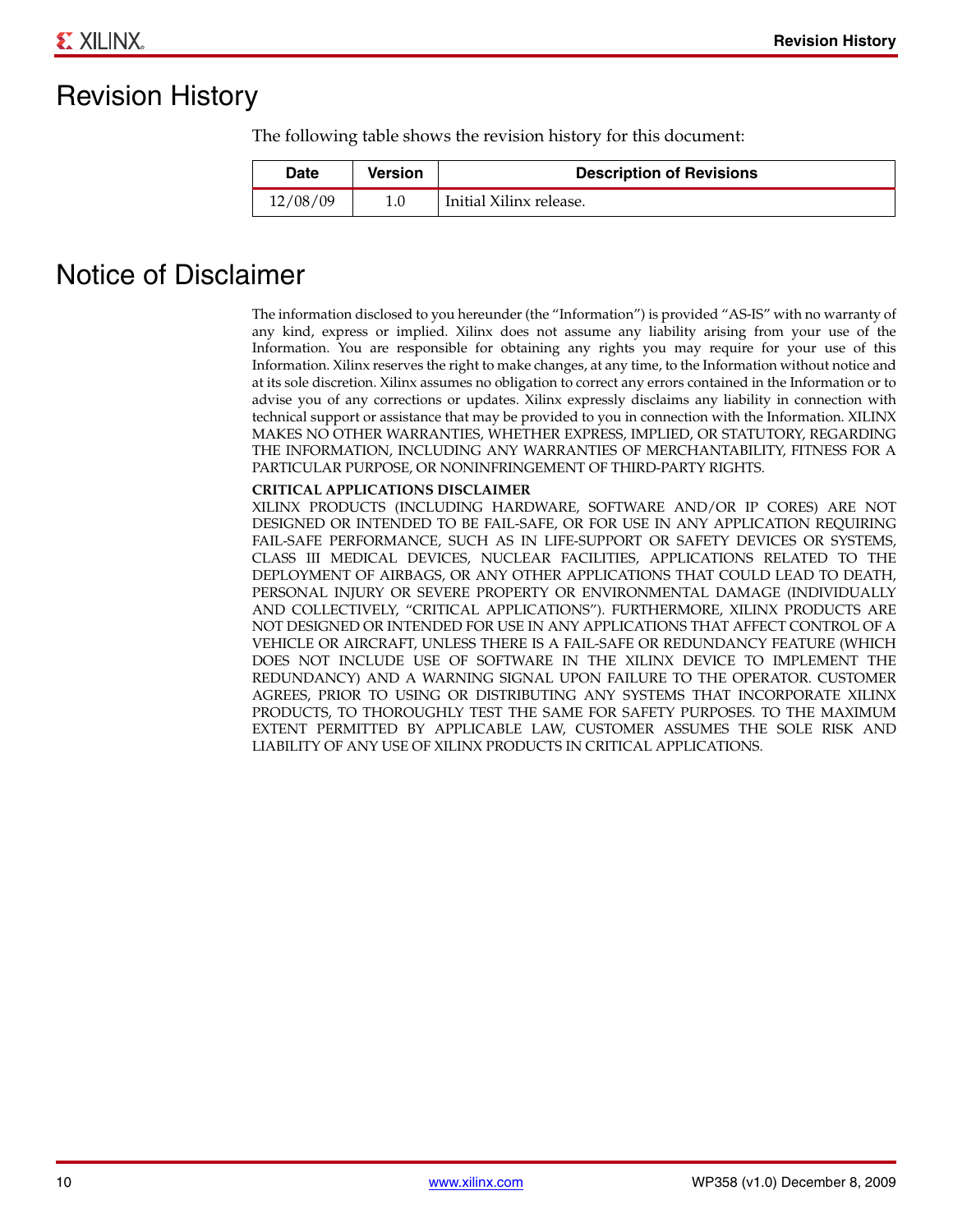# Revision History

The following table shows the revision history for this document:

| Date | Version | Description of Revisions |
|---|---|---|
| 12/08/09 | 1.0 | Initial Xilinx release. |

# Notice of Disclaimer

The information disclosed to you hereunder (the "Information") is provided "AS-IS" with no warranty of any kind, express or implied. Xilinx does not assume any liability arising from your use of the Information. You are responsible for obtaining any rights you may require for your use of this Information. Xilinx reserves the right to make changes, at any time, to the Information without notice and at its sole discretion. Xilinx assumes no obligation to correct any errors contained in the Information or to advise you of any corrections or updates. Xilinx expressly disclaims any liability in connection with technical support or assistance that may be provided to you in connection with the Information. XILINX MAKES NO OTHER WARRANTIES, WHETHER EXPRESS, IMPLIED, OR STATUTORY, REGARDING THE INFORMATION, INCLUDING ANY WARRANTIES OF MERCHANTABILITY, FITNESS FOR A PARTICULAR PURPOSE, OR NONINFRINGEMENT OF THIRD-PARTY RIGHTS.

**CRITICAL APPLICATIONS DISCLAIMER**

XILINX PRODUCTS (INCLUDING HARDWARE, SOFTWARE AND/OR IP CORES) ARE NOT DESIGNED OR INTENDED TO BE FAIL-SAFE, OR FOR USE IN ANY APPLICATION REQUIRING FAIL-SAFE PERFORMANCE, SUCH AS IN LIFE-SUPPORT OR SAFETY DEVICES OR SYSTEMS, CLASS III MEDICAL DEVICES, NUCLEAR FACILITIES, APPLICATIONS RELATED TO THE DEPLOYMENT OF AIRBAGS, OR ANY OTHER APPLICATIONS THAT COULD LEAD TO DEATH, PERSONAL INJURY OR SEVERE PROPERTY OR ENVIRONMENTAL DAMAGE (INDIVIDUALLY AND COLLECTIVELY, "CRITICAL APPLICATIONS"). FURTHERMORE, XILINX PRODUCTS ARE NOT DESIGNED OR INTENDED FOR USE IN ANY APPLICATIONS THAT AFFECT CONTROL OF A VEHICLE OR AIRCRAFT, UNLESS THERE IS A FAIL-SAFE OR REDUNDANCY FEATURE (WHICH DOES NOT INCLUDE USE OF SOFTWARE IN THE XILINX DEVICE TO IMPLEMENT THE REDUNDANCY) AND A WARNING SIGNAL UPON FAILURE TO THE OPERATOR. CUSTOMER AGREES, PRIOR TO USING OR DISTRIBUTING ANY SYSTEMS THAT INCORPORATE XILINX PRODUCTS, TO THOROUGHLY TEST THE SAME FOR SAFETY PURPOSES. TO THE MAXIMUM EXTENT PERMITTED BY APPLICABLE LAW, CUSTOMER ASSUMES THE SOLE RISK AND LIABILITY OF ANY USE OF XILINX PRODUCTS IN CRITICAL APPLICATIONS.